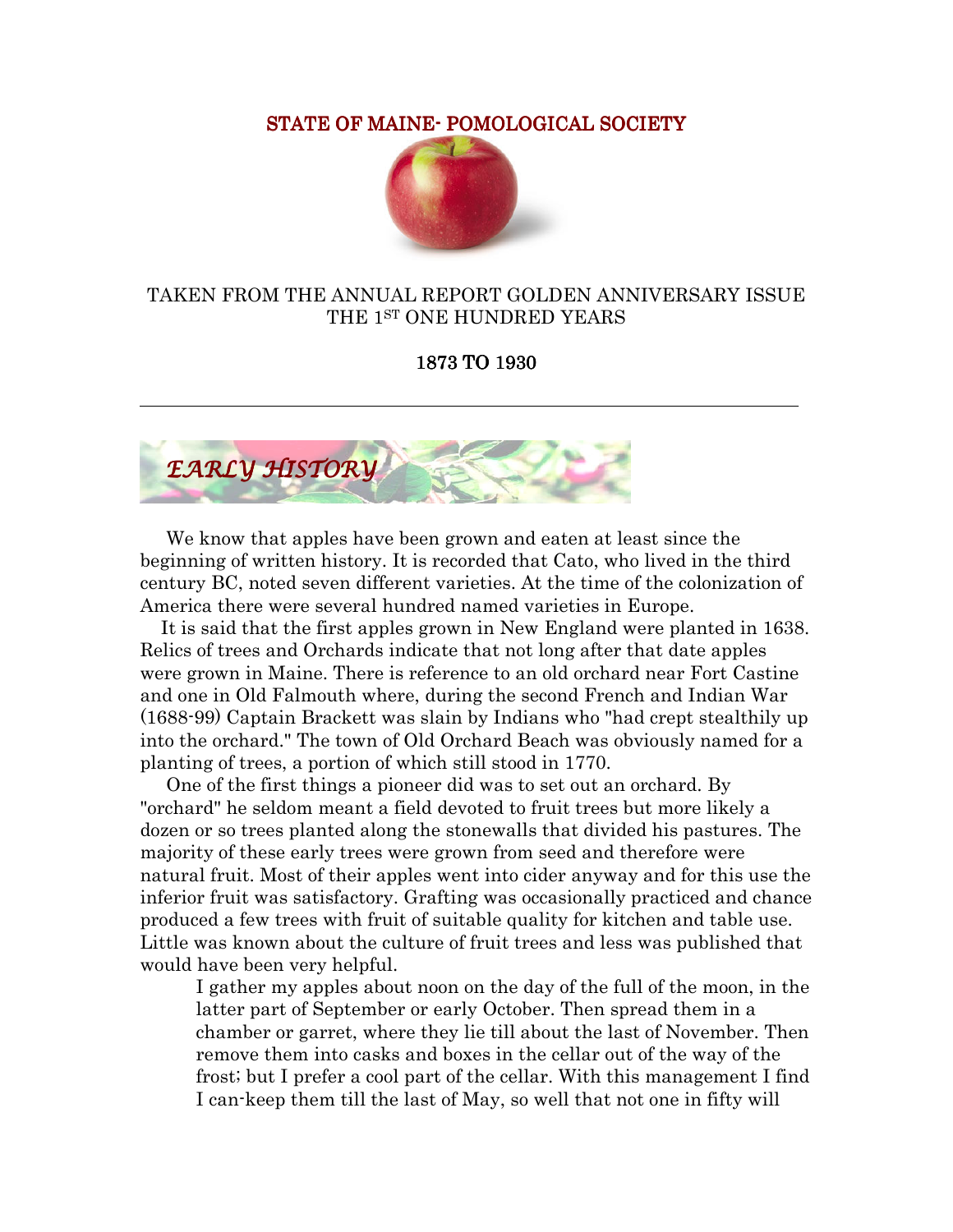# STATE OF MAINE- POMOLOGICAL SOCIETY

TAKEN FROM THE ANNUAL REPORT GOLDEN ANNIVERSARY ISSUE
THE 1ST ONE HUNDRED YEARS

**1873 TO 1930**

---

## *EARLY HISTORY*

We know that apples have been grown and eaten at least since the beginning of written history. It is recorded that Cato, who lived in the third century BC, noted seven different varieties. At the time of the colonization of America there were several hundred named varieties in Europe.

It is said that the first apples grown in New England were planted in 1638. Relics of trees and Orchards indicate that not long after that date apples were grown in Maine. There is reference to an old orchard near Fort Castine and one in Old Falmouth where, during the second French and Indian War (1688-99) Captain Brackett was slain by Indians who "had crept stealthily up into the orchard." The town of Old Orchard Beach was obviously named for a planting of trees, a portion of which still stood in 1770.

One of the first things a pioneer did was to set out an orchard. By "orchard" he seldom meant a field devoted to fruit trees but more likely a dozen or so trees planted along the stonewalls that divided his pastures. The majority of these early trees were grown from seed and therefore were natural fruit. Most of their apples went into cider anyway and for this use the inferior fruit was satisfactory. Grafting was occasionally practiced and chance produced a few trees with fruit of suitable quality for kitchen and table use. Little was known about the culture of fruit trees and less was published that would have been very helpful.

> I gather my apples about noon on the day of the full of the moon, in the latter part of September or early October. Then spread them in a chamber or garret, where they lie till about the last of November. Then remove them into casks and boxes in the cellar out of the way of the frost; but I prefer a cool part of the cellar. With this management I find I can-keep them till the last of May, so well that not one in fifty will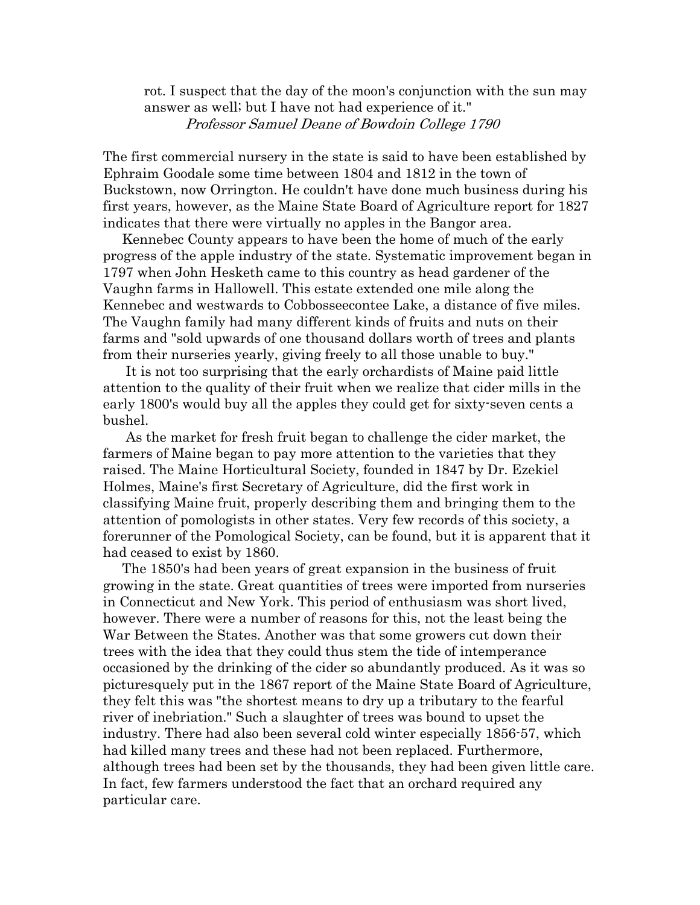rot. I suspect that the day of the moon's conjunction with the sun may answer as well; but I have not had experience of it."

*Professor Samuel Deane of Bowdoin College 1790*

The first commercial nursery in the state is said to have been established by Ephraim Goodale some time between 1804 and 1812 in the town of Buckstown, now Orrington. He couldn't have done much business during his first years, however, as the Maine State Board of Agriculture report for 1827 indicates that there were virtually no apples in the Bangor area.

Kennebec County appears to have been the home of much of the early progress of the apple industry of the state. Systematic improvement began in 1797 when John Hesketh came to this country as head gardener of the Vaughn farms in Hallowell. This estate extended one mile along the Kennebec and westwards to Cobbosseecontee Lake, a distance of five miles. The Vaughn family had many different kinds of fruits and nuts on their farms and "sold upwards of one thousand dollars worth of trees and plants from their nurseries yearly, giving freely to all those unable to buy."

It is not too surprising that the early orchardists of Maine paid little attention to the quality of their fruit when we realize that cider mills in the early 1800's would buy all the apples they could get for sixty-seven cents a bushel.

As the market for fresh fruit began to challenge the cider market, the farmers of Maine began to pay more attention to the varieties that they raised. The Maine Horticultural Society, founded in 1847 by Dr. Ezekiel Holmes, Maine's first Secretary of Agriculture, did the first work in classifying Maine fruit, properly describing them and bringing them to the attention of pomologists in other states. Very few records of this society, a forerunner of the Pomological Society, can be found, but it is apparent that it had ceased to exist by 1860.

The 1850's had been years of great expansion in the business of fruit growing in the state. Great quantities of trees were imported from nurseries in Connecticut and New York. This period of enthusiasm was short lived, however. There were a number of reasons for this, not the least being the War Between the States. Another was that some growers cut down their trees with the idea that they could thus stem the tide of intemperance occasioned by the drinking of the cider so abundantly produced. As it was so picturesquely put in the 1867 report of the Maine State Board of Agriculture, they felt this was "the shortest means to dry up a tributary to the fearful river of inebriation." Such a slaughter of trees was bound to upset the industry. There had also been several cold winter especially 1856-57, which had killed many trees and these had not been replaced. Furthermore, although trees had been set by the thousands, they had been given little care. In fact, few farmers understood the fact that an orchard required any particular care.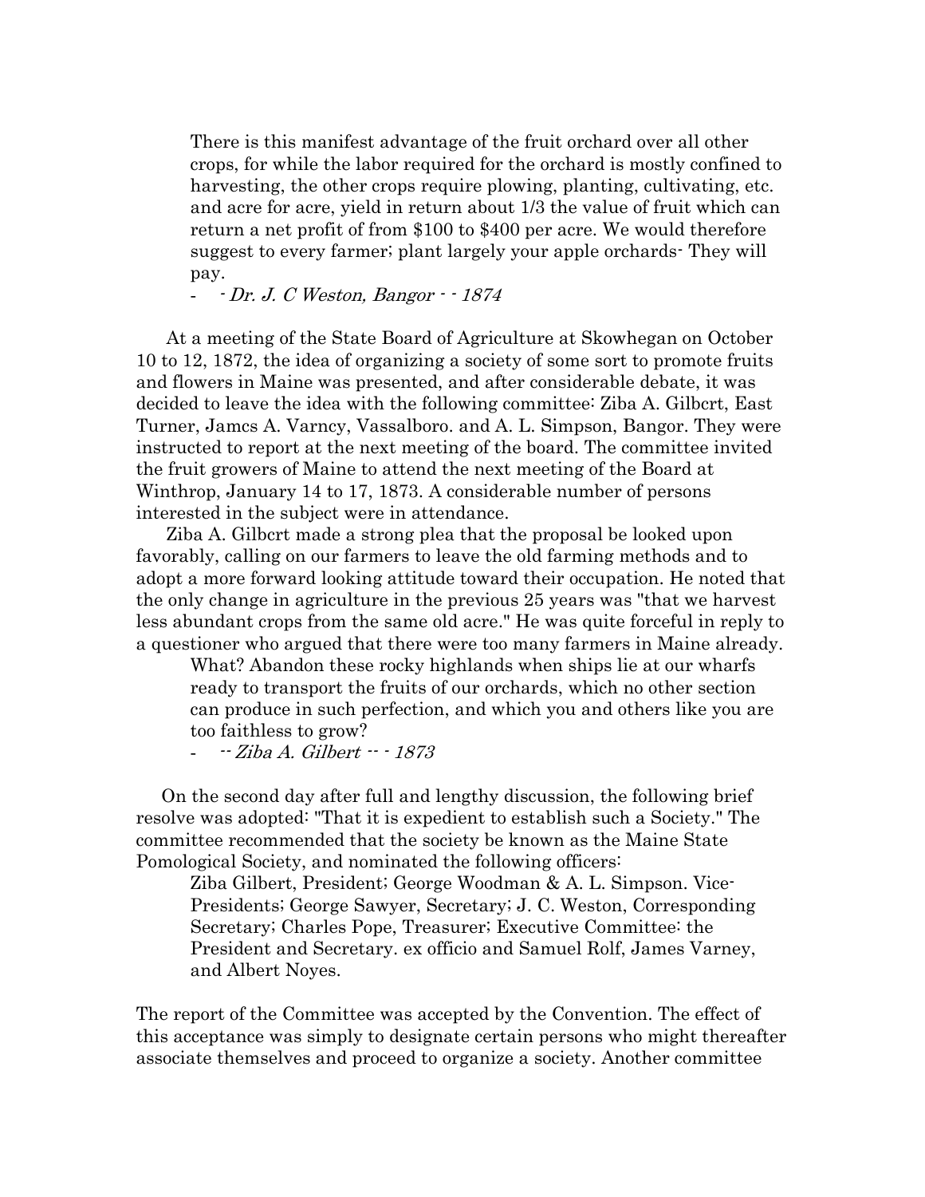> There is this manifest advantage of the fruit orchard over all other crops, for while the labor required for the orchard is mostly confined to harvesting, the other crops require plowing, planting, cultivating, etc. and acre for acre, yield in return about 1/3 the value of fruit which can return a net profit of from $100 to $400 per acre. We would therefore suggest to every farmer; plant largely your apple orchards- They will pay.
>
> - *- Dr. J. C Weston, Bangor - - 1874*

At a meeting of the State Board of Agriculture at Skowhegan on October 10 to 12, 1872, the idea of organizing a society of some sort to promote fruits and flowers in Maine was presented, and after considerable debate, it was decided to leave the idea with the following committee: Ziba A. Gilbcrt, East Turner, Jamcs A. Varncy, Vassalboro. and A. L. Simpson, Bangor. They were instructed to report at the next meeting of the board. The committee invited the fruit growers of Maine to attend the next meeting of the Board at Winthrop, January 14 to 17, 1873. A considerable number of persons interested in the subject were in attendance.

Ziba A. Gilbcrt made a strong plea that the proposal be looked upon favorably, calling on our farmers to leave the old farming methods and to adopt a more forward looking attitude toward their occupation. He noted that the only change in agriculture in the previous 25 years was "that we harvest less abundant crops from the same old acre." He was quite forceful in reply to a questioner who argued that there were too many farmers in Maine already.

> What? Abandon these rocky highlands when ships lie at our wharfs ready to transport the fruits of our orchards, which no other section can produce in such perfection, and which you and others like you are too faithless to grow?
>
> - *-- Ziba A. Gilbert -- - 1873*

On the second day after full and lengthy discussion, the following brief resolve was adopted: "That it is expedient to establish such a Society." The committee recommended that the society be known as the Maine State Pomological Society, and nominated the following officers:

> Ziba Gilbert, President; George Woodman & A. L. Simpson. Vice-Presidents; George Sawyer, Secretary; J. C. Weston, Corresponding Secretary; Charles Pope, Treasurer; Executive Committee: the President and Secretary. ex officio and Samuel Rolf, James Varney, and Albert Noyes.

The report of the Committee was accepted by the Convention. The effect of this acceptance was simply to designate certain persons who might thereafter associate themselves and proceed to organize a society. Another committee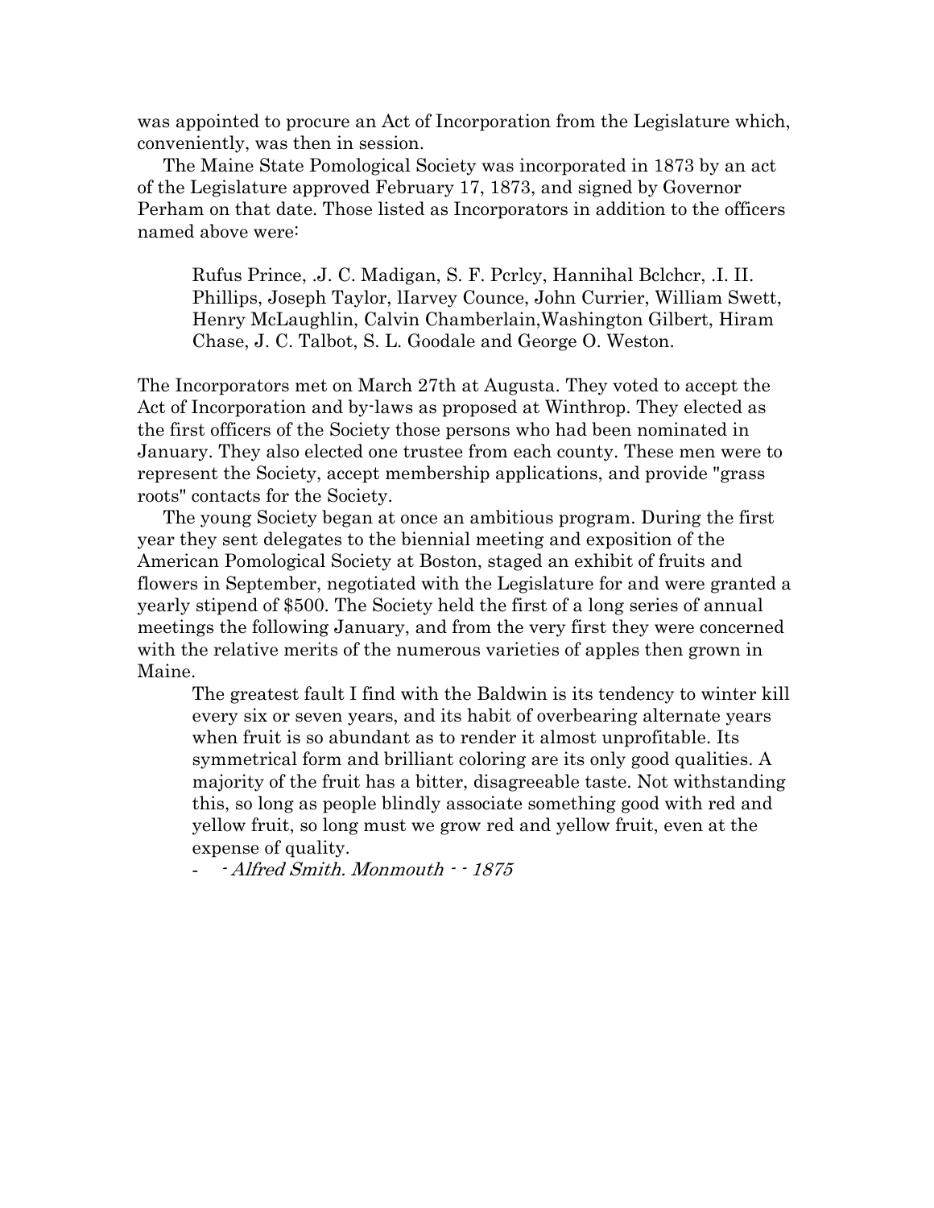was appointed to procure an Act of Incorporation from the Legislature which, conveniently, was then in session.

The Maine State Pomological Society was incorporated in 1873 by an act of the Legislature approved February 17, 1873, and signed by Governor Perham on that date. Those listed as Incorporators in addition to the officers named above were:

> Rufus Prince, .J. C. Madigan, S. F. Pcrlcy, Hannihal Bclchcr, .I. II. Phillips, Joseph Taylor, lIarvey Counce, John Currier, William Swett, Henry McLaughlin, Calvin Chamberlain,Washington Gilbert, Hiram Chase, J. C. Talbot, S. L. Goodale and George O. Weston.

The Incorporators met on March 27th at Augusta. They voted to accept the Act of Incorporation and by-laws as proposed at Winthrop. They elected as the first officers of the Society those persons who had been nominated in January. They also elected one trustee from each county. These men were to represent the Society, accept membership applications, and provide "grass roots" contacts for the Society.

The young Society began at once an ambitious program. During the first year they sent delegates to the biennial meeting and exposition of the American Pomological Society at Boston, staged an exhibit of fruits and flowers in September, negotiated with the Legislature for and were granted a yearly stipend of $500. The Society held the first of a long series of annual meetings the following January, and from the very first they were concerned with the relative merits of the numerous varieties of apples then grown in Maine.

> The greatest fault I find with the Baldwin is its tendency to winter kill every six or seven years, and its habit of overbearing alternate years when fruit is so abundant as to render it almost unprofitable. Its symmetrical form and brilliant coloring are its only good qualities. A majority of the fruit has a bitter, disagreeable taste. Not withstanding this, so long as people blindly associate something good with red and yellow fruit, so long must we grow red and yellow fruit, even at the expense of quality.
>
> \- - *Alfred Smith. Monmouth - - 1875*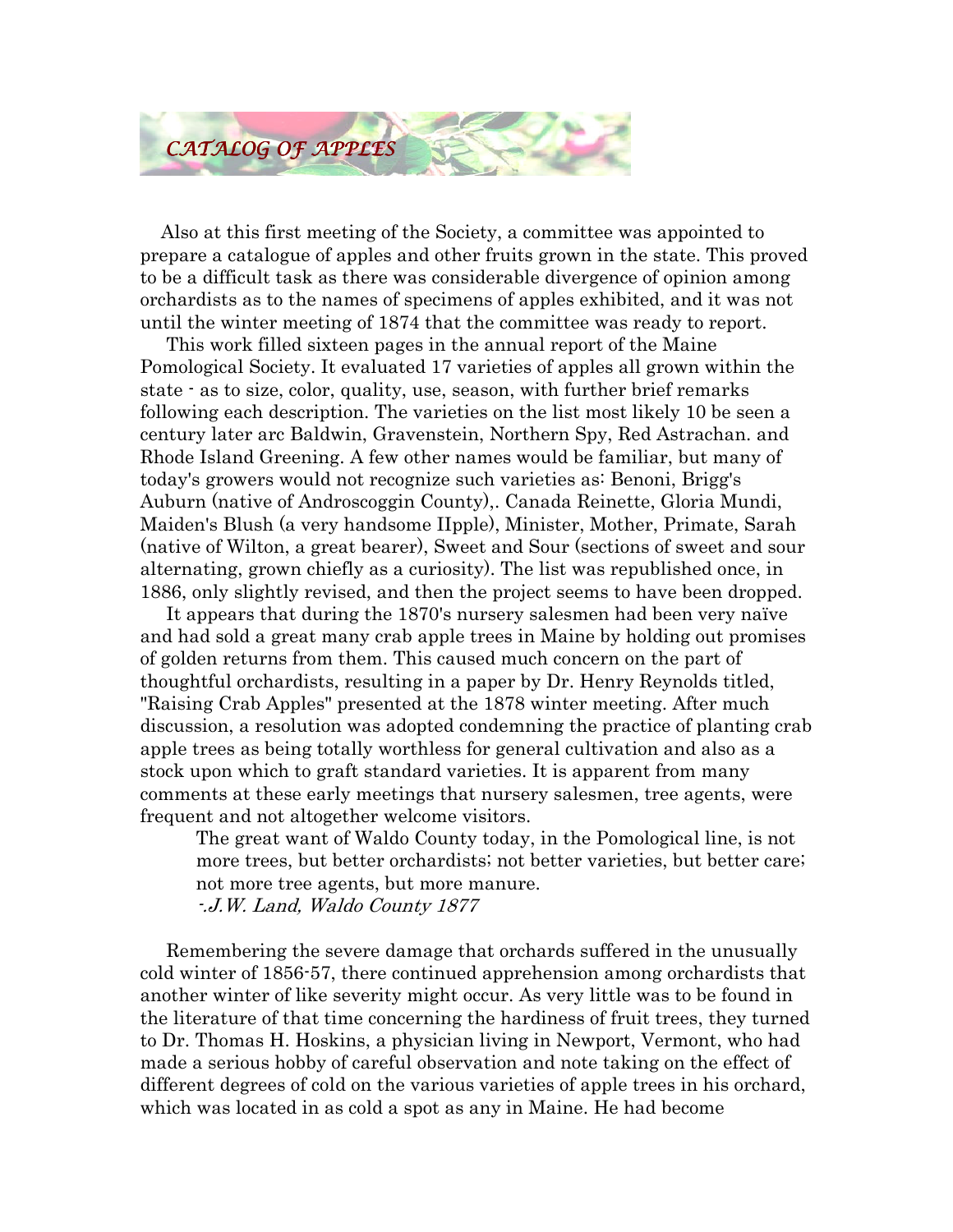## *CATALOG OF APPLES*

Also at this first meeting of the Society, a committee was appointed to prepare a catalogue of apples and other fruits grown in the state. This proved to be a difficult task as there was considerable divergence of opinion among orchardists as to the names of specimens of apples exhibited, and it was not until the winter meeting of 1874 that the committee was ready to report.

This work filled sixteen pages in the annual report of the Maine Pomological Society. It evaluated 17 varieties of apples all grown within the state - as to size, color, quality, use, season, with further brief remarks following each description. The varieties on the list most likely 10 be seen a century later arc Baldwin, Gravenstein, Northern Spy, Red Astrachan. and Rhode Island Greening. A few other names would be familiar, but many of today's growers would not recognize such varieties as: Benoni, Brigg's Auburn (native of Androscoggin County),. Canada Reinette, Gloria Mundi, Maiden's Blush (a very handsome IIpple), Minister, Mother, Primate, Sarah (native of Wilton, a great bearer), Sweet and Sour (sections of sweet and sour alternating, grown chiefly as a curiosity). The list was republished once, in 1886, only slightly revised, and then the project seems to have been dropped.

It appears that during the 1870's nursery salesmen had been very naïve and had sold a great many crab apple trees in Maine by holding out promises of golden returns from them. This caused much concern on the part of thoughtful orchardists, resulting in a paper by Dr. Henry Reynolds titled, "Raising Crab Apples" presented at the 1878 winter meeting. After much discussion, a resolution was adopted condemning the practice of planting crab apple trees as being totally worthless for general cultivation and also as a stock upon which to graft standard varieties. It is apparent from many comments at these early meetings that nursery salesmen, tree agents, were frequent and not altogether welcome visitors.

> The great want of Waldo County today, in the Pomological line, is not more trees, but better orchardists; not better varieties, but better care; not more tree agents, but more manure.
> *-.J.W. Land, Waldo County 1877*

Remembering the severe damage that orchards suffered in the unusually cold winter of 1856-57, there continued apprehension among orchardists that another winter of like severity might occur. As very little was to be found in the literature of that time concerning the hardiness of fruit trees, they turned to Dr. Thomas H. Hoskins, a physician living in Newport, Vermont, who had made a serious hobby of careful observation and note taking on the effect of different degrees of cold on the various varieties of apple trees in his orchard, which was located in as cold a spot as any in Maine. He had become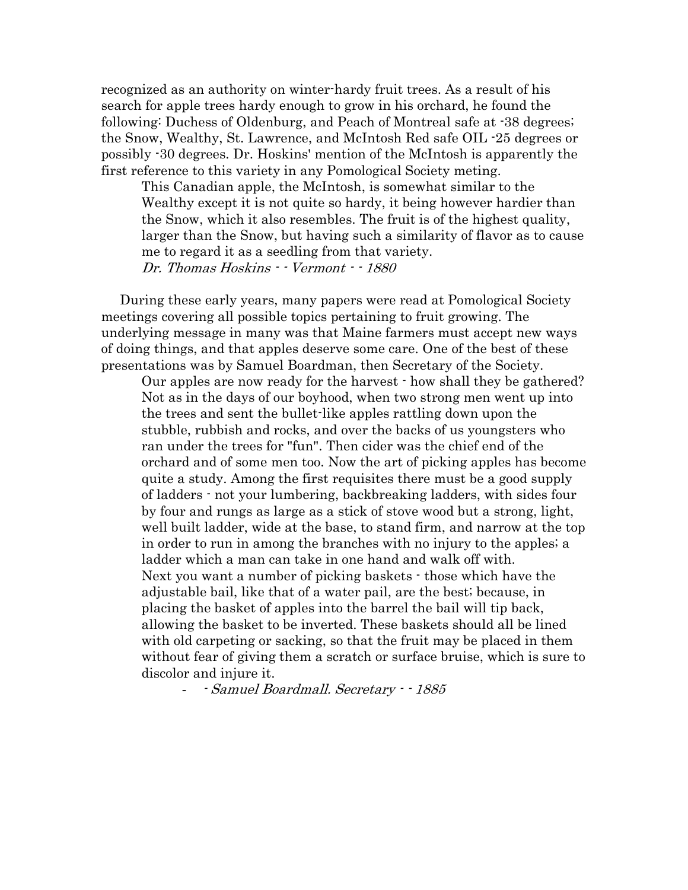recognized as an authority on winter-hardy fruit trees. As a result of his search for apple trees hardy enough to grow in his orchard, he found the following: Duchess of Oldenburg, and Peach of Montreal safe at -38 degrees; the Snow, Wealthy, St. Lawrence, and McIntosh Red safe OIL -25 degrees or possibly -30 degrees. Dr. Hoskins' mention of the McIntosh is apparently the first reference to this variety in any Pomological Society meting.

> This Canadian apple, the McIntosh, is somewhat similar to the Wealthy except it is not quite so hardy, it being however hardier than the Snow, which it also resembles. The fruit is of the highest quality, larger than the Snow, but having such a similarity of flavor as to cause me to regard it as a seedling from that variety.
> *Dr. Thomas Hoskins - - Vermont - - 1880*

During these early years, many papers were read at Pomological Society meetings covering all possible topics pertaining to fruit growing. The underlying message in many was that Maine farmers must accept new ways of doing things, and that apples deserve some care. One of the best of these presentations was by Samuel Boardman, then Secretary of the Society.

> Our apples are now ready for the harvest - how shall they be gathered? Not as in the days of our boyhood, when two strong men went up into the trees and sent the bullet-like apples rattling down upon the stubble, rubbish and rocks, and over the backs of us youngsters who ran under the trees for "fun". Then cider was the chief end of the orchard and of some men too. Now the art of picking apples has become quite a study. Among the first requisites there must be a good supply of ladders - not your lumbering, backbreaking ladders, with sides four by four and rungs as large as a stick of stove wood but a strong, light, well built ladder, wide at the base, to stand firm, and narrow at the top in order to run in among the branches with no injury to the apples; a ladder which a man can take in one hand and walk off with.
> Next you want a number of picking baskets - those which have the adjustable bail, like that of a water pail, are the best; because, in placing the basket of apples into the barrel the bail will tip back, allowing the basket to be inverted. These baskets should all be lined with old carpeting or sacking, so that the fruit may be placed in them without fear of giving them a scratch or surface bruise, which is sure to discolor and injure it.
> \- - *Samuel Boardmall. Secretary - - 1885*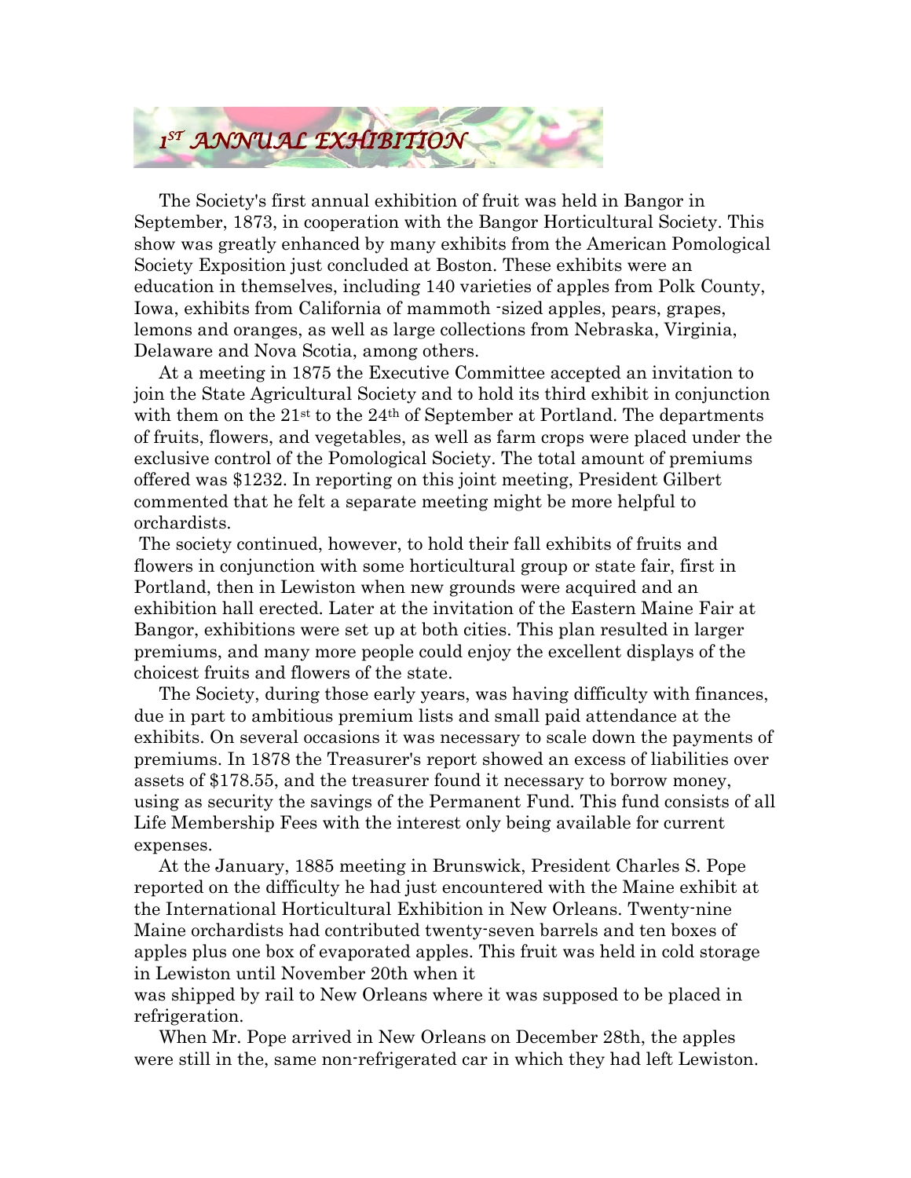## 1ST ANNUAL EXHIBITION

The Society's first annual exhibition of fruit was held in Bangor in September, 1873, in cooperation with the Bangor Horticultural Society. This show was greatly enhanced by many exhibits from the American Pomological Society Exposition just concluded at Boston. These exhibits were an education in themselves, including 140 varieties of apples from Polk County, Iowa, exhibits from California of mammoth -sized apples, pears, grapes, lemons and oranges, as well as large collections from Nebraska, Virginia, Delaware and Nova Scotia, among others.

At a meeting in 1875 the Executive Committee accepted an invitation to join the State Agricultural Society and to hold its third exhibit in conjunction with them on the 21st to the 24th of September at Portland. The departments of fruits, flowers, and vegetables, as well as farm crops were placed under the exclusive control of the Pomological Society. The total amount of premiums offered was $1232. In reporting on this joint meeting, President Gilbert commented that he felt a separate meeting might be more helpful to orchardists.

The society continued, however, to hold their fall exhibits of fruits and flowers in conjunction with some horticultural group or state fair, first in Portland, then in Lewiston when new grounds were acquired and an exhibition hall erected. Later at the invitation of the Eastern Maine Fair at Bangor, exhibitions were set up at both cities. This plan resulted in larger premiums, and many more people could enjoy the excellent displays of the choicest fruits and flowers of the state.

The Society, during those early years, was having difficulty with finances, due in part to ambitious premium lists and small paid attendance at the exhibits. On several occasions it was necessary to scale down the payments of premiums. In 1878 the Treasurer's report showed an excess of liabilities over assets of $178.55, and the treasurer found it necessary to borrow money, using as security the savings of the Permanent Fund. This fund consists of all Life Membership Fees with the interest only being available for current expenses.

At the January, 1885 meeting in Brunswick, President Charles S. Pope reported on the difficulty he had just encountered with the Maine exhibit at the International Horticultural Exhibition in New Orleans. Twenty-nine Maine orchardists had contributed twenty-seven barrels and ten boxes of apples plus one box of evaporated apples. This fruit was held in cold storage in Lewiston until November 20th when it was shipped by rail to New Orleans where it was supposed to be placed in refrigeration.

When Mr. Pope arrived in New Orleans on December 28th, the apples were still in the, same non-refrigerated car in which they had left Lewiston.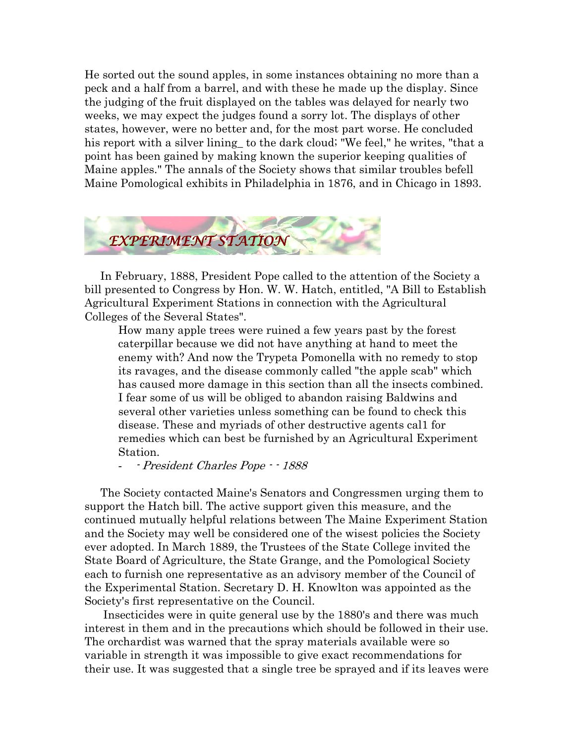He sorted out the sound apples, in some instances obtaining no more than a peck and a half from a barrel, and with these he made up the display. Since the judging of the fruit displayed on the tables was delayed for nearly two weeks, we may expect the judges found a sorry lot. The displays of other states, however, were no better and, for the most part worse. He concluded his report with a silver lining_ to the dark cloud; "We feel," he writes, "that a point has been gained by making known the superior keeping qualities of Maine apples." The annals of the Society shows that similar troubles befell Maine Pomological exhibits in Philadelphia in 1876, and in Chicago in 1893.

## *EXPERIMENT STATION*

In February, 1888, President Pope called to the attention of the Society a bill presented to Congress by Hon. W. W. Hatch, entitled, "A Bill to Establish Agricultural Experiment Stations in connection with the Agricultural Colleges of the Several States".

> How many apple trees were ruined a few years past by the forest caterpillar because we did not have anything at hand to meet the enemy with? And now the Trypeta Pomonella with no remedy to stop its ravages, and the disease commonly called "the apple scab" which has caused more damage in this section than all the insects combined. I fear some of us will be obliged to abandon raising Baldwins and several other varieties unless something can be found to check this disease. These and myriads of other destructive agents cal1 for remedies which can best be furnished by an Agricultural Experiment Station.
>
> - - *President Charles Pope - - 1888*

The Society contacted Maine's Senators and Congressmen urging them to support the Hatch bill. The active support given this measure, and the continued mutually helpful relations between The Maine Experiment Station and the Society may well be considered one of the wisest policies the Society ever adopted. In March 1889, the Trustees of the State College invited the State Board of Agriculture, the State Grange, and the Pomological Society each to furnish one representative as an advisory member of the Council of the Experimental Station. Secretary D. H. Knowlton was appointed as the Society's first representative on the Council.

Insecticides were in quite general use by the 1880's and there was much interest in them and in the precautions which should be followed in their use. The orchardist was warned that the spray materials available were so variable in strength it was impossible to give exact recommendations for their use. It was suggested that a single tree be sprayed and if its leaves were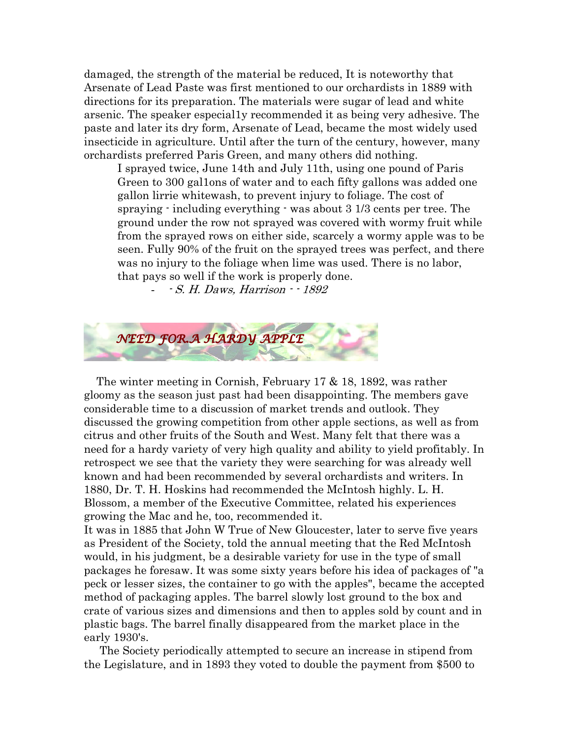damaged, the strength of the material be reduced, It is noteworthy that Arsenate of Lead Paste was first mentioned to our orchardists in 1889 with directions for its preparation. The materials were sugar of lead and white arsenic. The speaker especial1y recommended it as being very adhesive. The paste and later its dry form, Arsenate of Lead, became the most widely used insecticide in agriculture. Until after the turn of the century, however, many orchardists preferred Paris Green, and many others did nothing.

> I sprayed twice, June 14th and July 11th, using one pound of Paris Green to 300 gal1ons of water and to each fifty gallons was added one gallon lirrie whitewash, to prevent injury to foliage. The cost of spraying - including everything - was about 3 1/3 cents per tree. The ground under the row not sprayed was covered with wormy fruit while from the sprayed rows on either side, scarcely a wormy apple was to be seen. Fully 90% of the fruit on the sprayed trees was perfect, and there was no injury to the foliage when lime was used. There is no labor, that pays so well if the work is properly done.
>
> - - *S. H. Daws, Harrison - - 1892*

## NEED FOR A HARDY APPLE

The winter meeting in Cornish, February 17 & 18, 1892, was rather gloomy as the season just past had been disappointing. The members gave considerable time to a discussion of market trends and outlook. They discussed the growing competition from other apple sections, as well as from citrus and other fruits of the South and West. Many felt that there was a need for a hardy variety of very high quality and ability to yield profitably. In retrospect we see that the variety they were searching for was already well known and had been recommended by several orchardists and writers. In 1880, Dr. T. H. Hoskins had recommended the McIntosh highly. L. H. Blossom, a member of the Executive Committee, related his experiences growing the Mac and he, too, recommended it.

It was in 1885 that John W True of New Gloucester, later to serve five years as President of the Society, told the annual meeting that the Red McIntosh would, in his judgment, be a desirable variety for use in the type of small packages he foresaw. It was some sixty years before his idea of packages of "a peck or lesser sizes, the container to go with the apples", became the accepted method of packaging apples. The barrel slowly lost ground to the box and crate of various sizes and dimensions and then to apples sold by count and in plastic bags. The barrel finally disappeared from the market place in the early 1930's.

The Society periodically attempted to secure an increase in stipend from the Legislature, and in 1893 they voted to double the payment from $500 to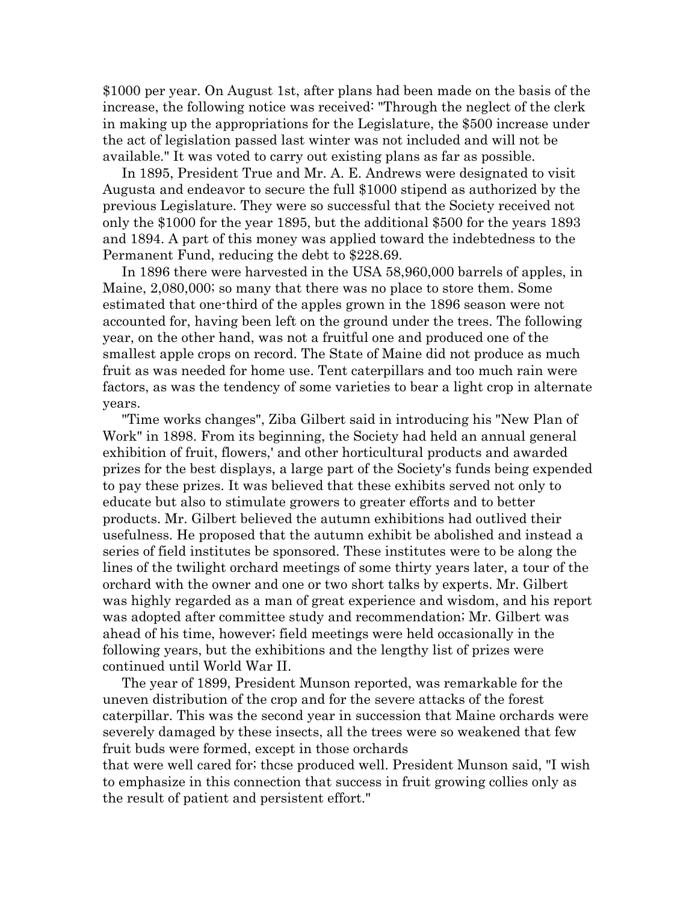$1000 per year. On August 1st, after plans had been made on the basis of the increase, the following notice was received: "Through the neglect of the clerk in making up the appropriations for the Legislature, the $500 increase under the act of legislation passed last winter was not included and will not be available." It was voted to carry out existing plans as far as possible.

In 1895, President True and Mr. A. E. Andrews were designated to visit Augusta and endeavor to secure the full $1000 stipend as authorized by the previous Legislature. They were so successful that the Society received not only the $1000 for the year 1895, but the additional $500 for the years 1893 and 1894. A part of this money was applied toward the indebtedness to the Permanent Fund, reducing the debt to $228.69.

In 1896 there were harvested in the USA 58,960,000 barrels of apples, in Maine, 2,080,000; so many that there was no place to store them. Some estimated that one-third of the apples grown in the 1896 season were not accounted for, having been left on the ground under the trees. The following year, on the other hand, was not a fruitful one and produced one of the smallest apple crops on record. The State of Maine did not produce as much fruit as was needed for home use. Tent caterpillars and too much rain were factors, as was the tendency of some varieties to bear a light crop in alternate years.

"Time works changes", Ziba Gilbert said in introducing his "New Plan of Work" in 1898. From its beginning, the Society had held an annual general exhibition of fruit, flowers,' and other horticultural products and awarded prizes for the best displays, a large part of the Society's funds being expended to pay these prizes. It was believed that these exhibits served not only to educate but also to stimulate growers to greater efforts and to better products. Mr. Gilbert believed the autumn exhibitions had outlived their usefulness. He proposed that the autumn exhibit be abolished and instead a series of field institutes be sponsored. These institutes were to be along the lines of the twilight orchard meetings of some thirty years later, a tour of the orchard with the owner and one or two short talks by experts. Mr. Gilbert was highly regarded as a man of great experience and wisdom, and his report was adopted after committee study and recommendation; Mr. Gilbert was ahead of his time, however; field meetings were held occasionally in the following years, but the exhibitions and the lengthy list of prizes were continued until World War II.

The year of 1899, President Munson reported, was remarkable for the uneven distribution of the crop and for the severe attacks of the forest caterpillar. This was the second year in succession that Maine orchards were severely damaged by these insects, all the trees were so weakened that few fruit buds were formed, except in those orchards that were well cared for; thcse produced well. President Munson said, "I wish to emphasize in this connection that success in fruit growing collies only as the result of patient and persistent effort."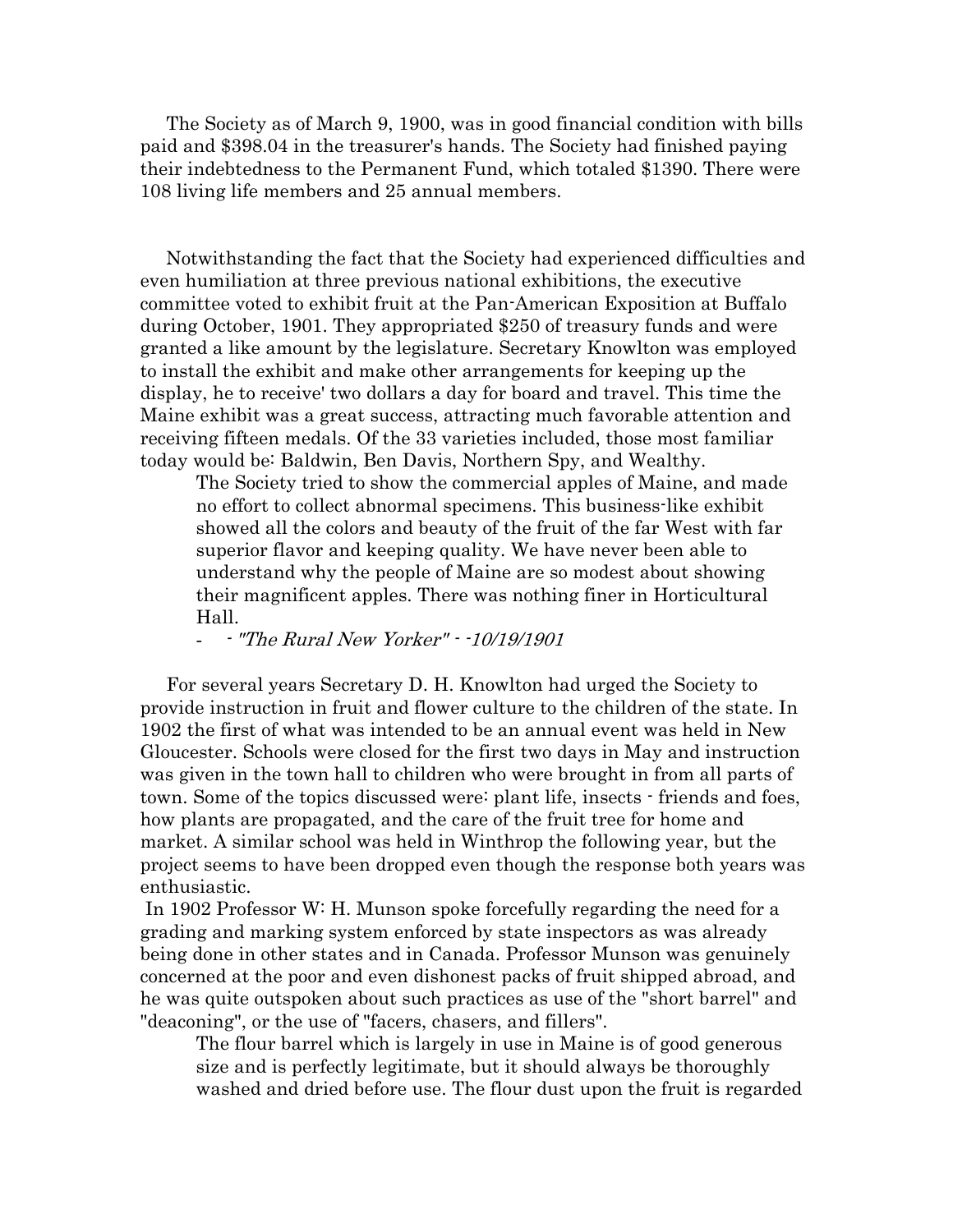The Society as of March 9, 1900, was in good financial condition with bills paid and $398.04 in the treasurer's hands. The Society had finished paying their indebtedness to the Permanent Fund, which totaled $1390. There were 108 living life members and 25 annual members.

Notwithstanding the fact that the Society had experienced difficulties and even humiliation at three previous national exhibitions, the executive committee voted to exhibit fruit at the Pan-American Exposition at Buffalo during October, 1901. They appropriated $250 of treasury funds and were granted a like amount by the legislature. Secretary Knowlton was employed to install the exhibit and make other arrangements for keeping up the display, he to receive' two dollars a day for board and travel. This time the Maine exhibit was a great success, attracting much favorable attention and receiving fifteen medals. Of the 33 varieties included, those most familiar today would be: Baldwin, Ben Davis, Northern Spy, and Wealthy.

> The Society tried to show the commercial apples of Maine, and made no effort to collect abnormal specimens. This business-like exhibit showed all the colors and beauty of the fruit of the far West with far superior flavor and keeping quality. We have never been able to understand why the people of Maine are so modest about showing their magnificent apples. There was nothing finer in Horticultural Hall.
>
> - - *"The Rural New Yorker" - -10/19/1901*

For several years Secretary D. H. Knowlton had urged the Society to provide instruction in fruit and flower culture to the children of the state. In 1902 the first of what was intended to be an annual event was held in New Gloucester. Schools were closed for the first two days in May and instruction was given in the town hall to children who were brought in from all parts of town. Some of the topics discussed were: plant life, insects - friends and foes, how plants are propagated, and the care of the fruit tree for home and market. A similar school was held in Winthrop the following year, but the project seems to have been dropped even though the response both years was enthusiastic.

In 1902 Professor W: H. Munson spoke forcefully regarding the need for a grading and marking system enforced by state inspectors as was already being done in other states and in Canada. Professor Munson was genuinely concerned at the poor and even dishonest packs of fruit shipped abroad, and he was quite outspoken about such practices as use of the "short barrel" and "deaconing", or the use of "facers, chasers, and fillers".

> The flour barrel which is largely in use in Maine is of good generous size and is perfectly legitimate, but it should always be thoroughly washed and dried before use. The flour dust upon the fruit is regarded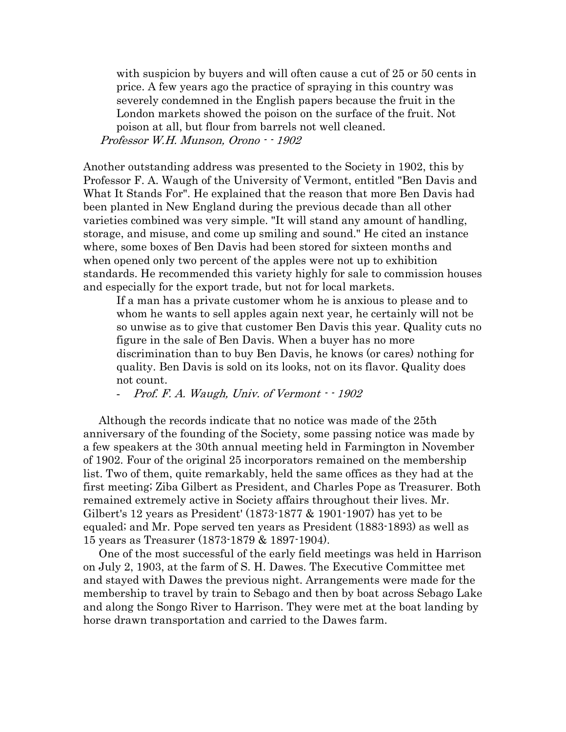> with suspicion by buyers and will often cause a cut of 25 or 50 cents in price. A few years ago the practice of spraying in this country was severely condemned in the English papers because the fruit in the London markets showed the poison on the surface of the fruit. Not poison at all, but flour from barrels not well cleaned.
>
> *Professor W.H. Munson, Orono - - 1902*

Another outstanding address was presented to the Society in 1902, this by Professor F. A. Waugh of the University of Vermont, entitled "Ben Davis and What It Stands For". He explained that the reason that more Ben Davis had been planted in New England during the previous decade than all other varieties combined was very simple. "It will stand any amount of handling, storage, and misuse, and come up smiling and sound." He cited an instance where, some boxes of Ben Davis had been stored for sixteen months and when opened only two percent of the apples were not up to exhibition standards. He recommended this variety highly for sale to commission houses and especially for the export trade, but not for local markets.

> If a man has a private customer whom he is anxious to please and to whom he wants to sell apples again next year, he certainly will not be so unwise as to give that customer Ben Davis this year. Quality cuts no figure in the sale of Ben Davis. When a buyer has no more discrimination than to buy Ben Davis, he knows (or cares) nothing for quality. Ben Davis is sold on its looks, not on its flavor. Quality does not count.
>
> - *Prof. F. A. Waugh, Univ. of Vermont - - 1902*

Although the records indicate that no notice was made of the 25th anniversary of the founding of the Society, some passing notice was made by a few speakers at the 30th annual meeting held in Farmington in November of 1902. Four of the original 25 incorporators remained on the membership list. Two of them, quite remarkably, held the same offices as they had at the first meeting; Ziba Gilbert as President, and Charles Pope as Treasurer. Both remained extremely active in Society affairs throughout their lives. Mr. Gilbert's 12 years as President' (1873-1877 & 1901-1907) has yet to be equaled; and Mr. Pope served ten years as President (1883-1893) as well as 15 years as Treasurer (1873-1879 & 1897-1904).

One of the most successful of the early field meetings was held in Harrison on July 2, 1903, at the farm of S. H. Dawes. The Executive Committee met and stayed with Dawes the previous night. Arrangements were made for the membership to travel by train to Sebago and then by boat across Sebago Lake and along the Songo River to Harrison. They were met at the boat landing by horse drawn transportation and carried to the Dawes farm.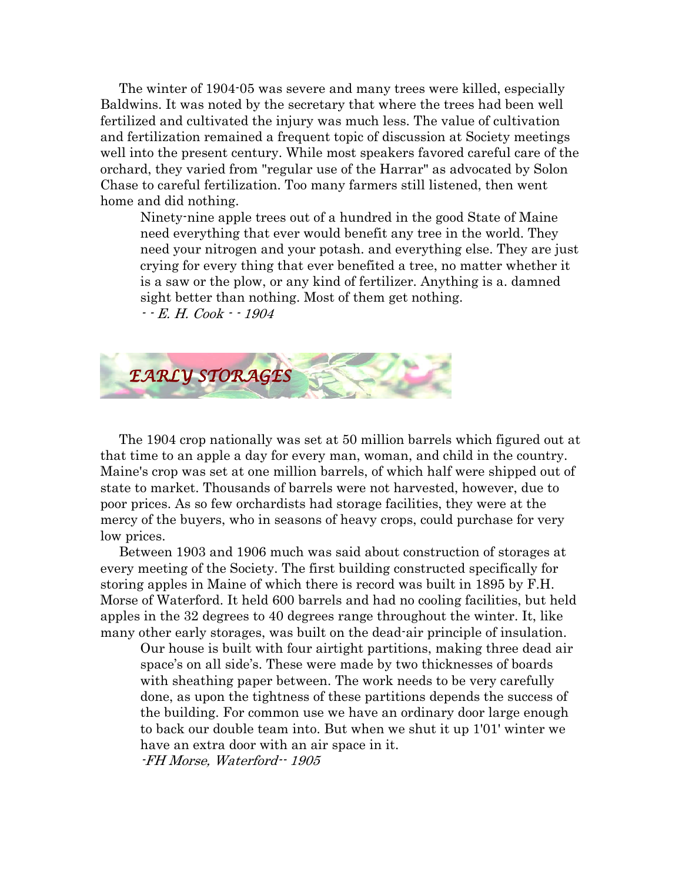The winter of 1904-05 was severe and many trees were killed, especially Baldwins. It was noted by the secretary that where the trees had been well fertilized and cultivated the injury was much less. The value of cultivation and fertilization remained a frequent topic of discussion at Society meetings well into the present century. While most speakers favored careful care of the orchard, they varied from "regular use of the Harrar" as advocated by Solon Chase to careful fertilization. Too many farmers still listened, then went home and did nothing.

> Ninety-nine apple trees out of a hundred in the good State of Maine need everything that ever would benefit any tree in the world. They need your nitrogen and your potash. and everything else. They are just crying for every thing that ever benefited a tree, no matter whether it is a saw or the plow, or any kind of fertilizer. Anything is a. damned sight better than nothing. Most of them get nothing.
>
> *- - E. H. Cook - - 1904*

## *EARLY STORAGES*

The 1904 crop nationally was set at 50 million barrels which figured out at that time to an apple a day for every man, woman, and child in the country. Maine's crop was set at one million barrels, of which half were shipped out of state to market. Thousands of barrels were not harvested, however, due to poor prices. As so few orchardists had storage facilities, they were at the mercy of the buyers, who in seasons of heavy crops, could purchase for very low prices.

Between 1903 and 1906 much was said about construction of storages at every meeting of the Society. The first building constructed specifically for storing apples in Maine of which there is record was built in 1895 by F.H. Morse of Waterford. It held 600 barrels and had no cooling facilities, but held apples in the 32 degrees to 40 degrees range throughout the winter. It, like many other early storages, was built on the dead-air principle of insulation.

> Our house is built with four airtight partitions, making three dead air space's on all side's. These were made by two thicknesses of boards with sheathing paper between. The work needs to be very carefully done, as upon the tightness of these partitions depends the success of the building. For common use we have an ordinary door large enough to back our double team into. But when we shut it up 1'01' winter we have an extra door with an air space in it.
>
> *-FH Morse, Waterford-- 1905*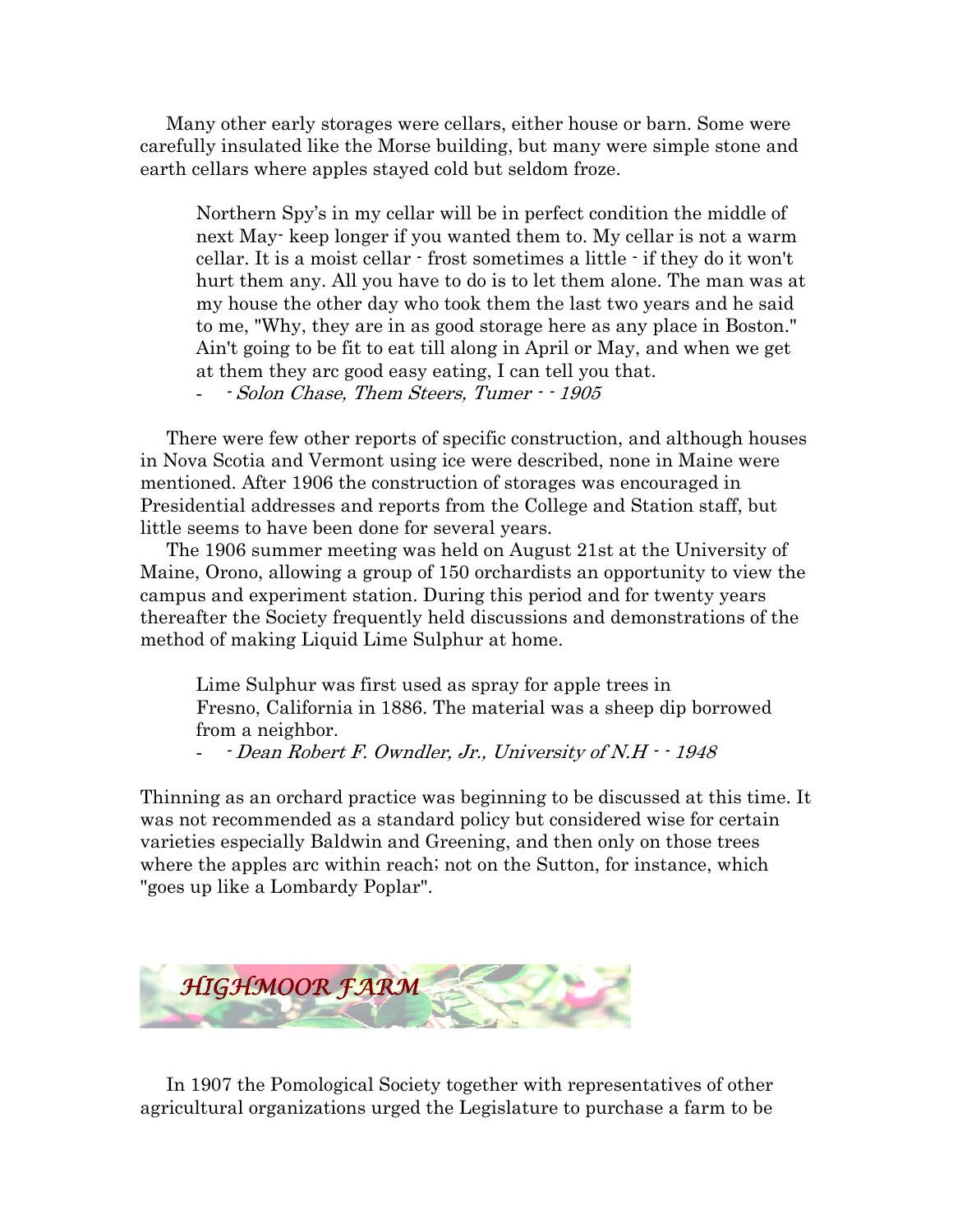Many other early storages were cellars, either house or barn. Some were carefully insulated like the Morse building, but many were simple stone and earth cellars where apples stayed cold but seldom froze.

> Northern Spy's in my cellar will be in perfect condition the middle of next May- keep longer if you wanted them to. My cellar is not a warm cellar. It is a moist cellar - frost sometimes a little - if they do it won't hurt them any. All you have to do is to let them alone. The man was at my house the other day who took them the last two years and he said to me, "Why, they are in as good storage here as any place in Boston." Ain't going to be fit to eat till along in April or May, and when we get at them they arc good easy eating, I can tell you that.
>
> - - *Solon Chase, Them Steers, Tumer - - 1905*

There were few other reports of specific construction, and although houses in Nova Scotia and Vermont using ice were described, none in Maine were mentioned. After 1906 the construction of storages was encouraged in Presidential addresses and reports from the College and Station staff, but little seems to have been done for several years.

The 1906 summer meeting was held on August 21st at the University of Maine, Orono, allowing a group of 150 orchardists an opportunity to view the campus and experiment station. During this period and for twenty years thereafter the Society frequently held discussions and demonstrations of the method of making Liquid Lime Sulphur at home.

> Lime Sulphur was first used as spray for apple trees in Fresno, California in 1886. The material was a sheep dip borrowed from a neighbor.
>
> - - *Dean Robert F. Owndler, Jr., University of N.H - - 1948*

Thinning as an orchard practice was beginning to be discussed at this time. It was not recommended as a standard policy but considered wise for certain varieties especially Baldwin and Greening, and then only on those trees where the apples arc within reach; not on the Sutton, for instance, which "goes up like a Lombardy Poplar".

## HIGHMOOR FARM

In 1907 the Pomological Society together with representatives of other agricultural organizations urged the Legislature to purchase a farm to be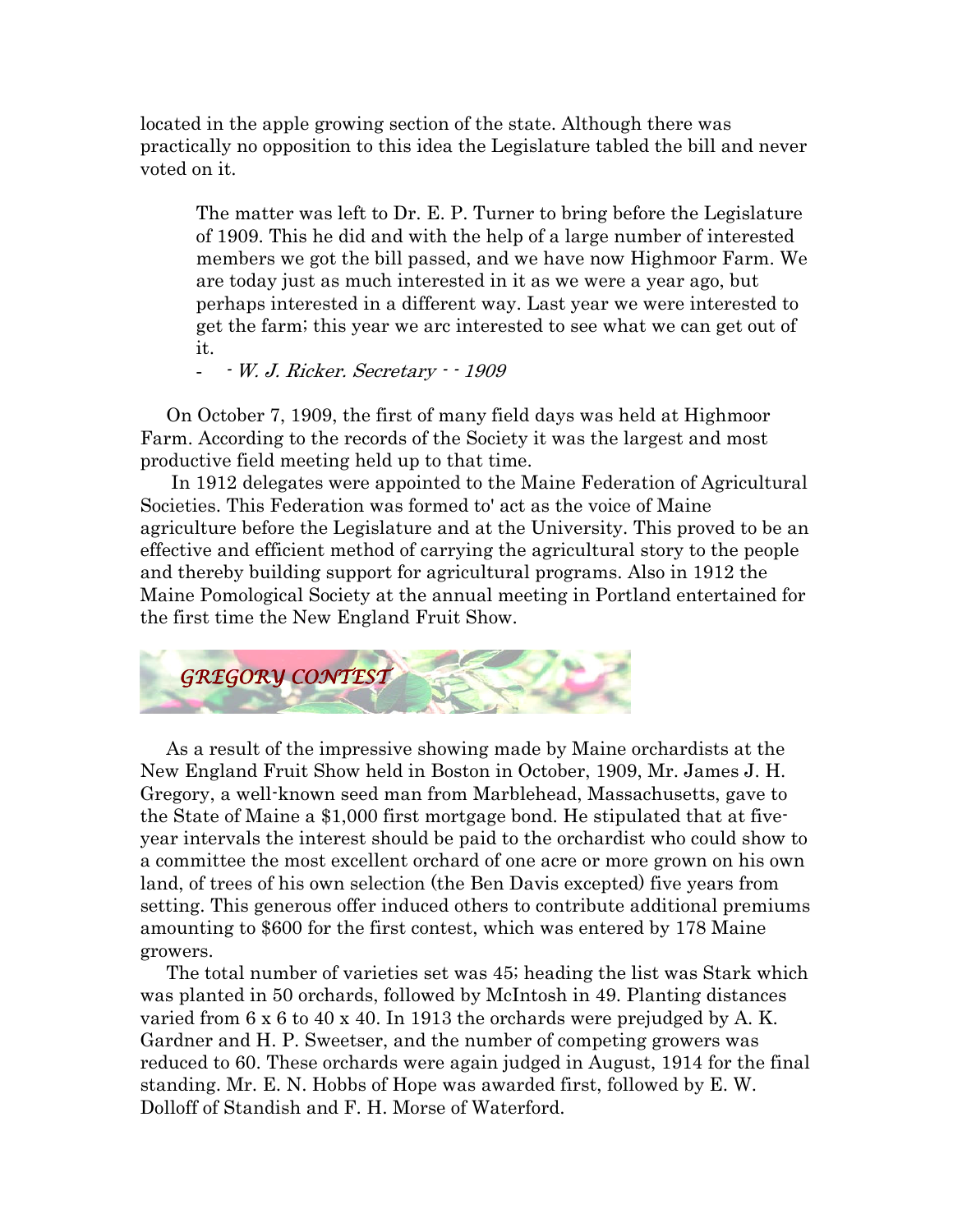located in the apple growing section of the state. Although there was practically no opposition to this idea the Legislature tabled the bill and never voted on it.

> The matter was left to Dr. E. P. Turner to bring before the Legislature of 1909. This he did and with the help of a large number of interested members we got the bill passed, and we have now Highmoor Farm. We are today just as much interested in it as we were a year ago, but perhaps interested in a different way. Last year we were interested to get the farm; this year we arc interested to see what we can get out of it.
>
> - - *W. J. Ricker. Secretary - - 1909*

On October 7, 1909, the first of many field days was held at Highmoor Farm. According to the records of the Society it was the largest and most productive field meeting held up to that time.

In 1912 delegates were appointed to the Maine Federation of Agricultural Societies. This Federation was formed to' act as the voice of Maine agriculture before the Legislature and at the University. This proved to be an effective and efficient method of carrying the agricultural story to the people and thereby building support for agricultural programs. Also in 1912 the Maine Pomological Society at the annual meeting in Portland entertained for the first time the New England Fruit Show.

## *GREGORY CONTEST*

As a result of the impressive showing made by Maine orchardists at the New England Fruit Show held in Boston in October, 1909, Mr. James J. H. Gregory, a well-known seed man from Marblehead, Massachusetts, gave to the State of Maine a $1,000 first mortgage bond. He stipulated that at five-year intervals the interest should be paid to the orchardist who could show to a committee the most excellent orchard of one acre or more grown on his own land, of trees of his own selection (the Ben Davis excepted) five years from setting. This generous offer induced others to contribute additional premiums amounting to $600 for the first contest, which was entered by 178 Maine growers.

The total number of varieties set was 45; heading the list was Stark which was planted in 50 orchards, followed by McIntosh in 49. Planting distances varied from 6 x 6 to 40 x 40. In 1913 the orchards were prejudged by A. K. Gardner and H. P. Sweetser, and the number of competing growers was reduced to 60. These orchards were again judged in August, 1914 for the final standing. Mr. E. N. Hobbs of Hope was awarded first, followed by E. W. Dolloff of Standish and F. H. Morse of Waterford.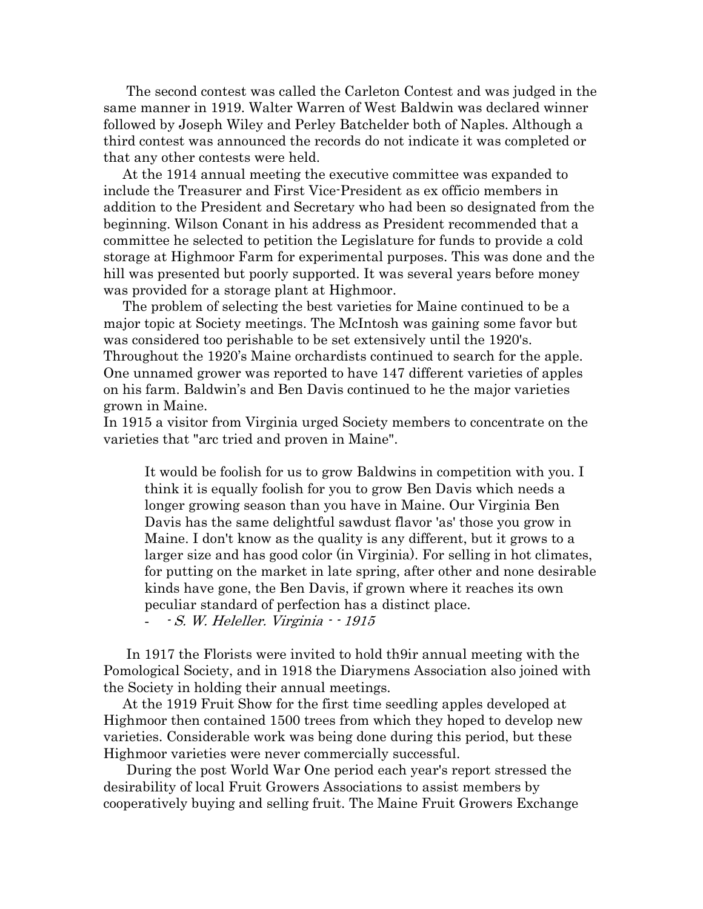The second contest was called the Carleton Contest and was judged in the same manner in 1919. Walter Warren of West Baldwin was declared winner followed by Joseph Wiley and Perley Batchelder both of Naples. Although a third contest was announced the records do not indicate it was completed or that any other contests were held.

At the 1914 annual meeting the executive committee was expanded to include the Treasurer and First Vice-President as ex officio members in addition to the President and Secretary who had been so designated from the beginning. Wilson Conant in his address as President recommended that a committee he selected to petition the Legislature for funds to provide a cold storage at Highmoor Farm for experimental purposes. This was done and the hill was presented but poorly supported. It was several years before money was provided for a storage plant at Highmoor.

The problem of selecting the best varieties for Maine continued to be a major topic at Society meetings. The McIntosh was gaining some favor but was considered too perishable to be set extensively until the 1920's. Throughout the 1920's Maine orchardists continued to search for the apple. One unnamed grower was reported to have 147 different varieties of apples on his farm. Baldwin's and Ben Davis continued to he the major varieties grown in Maine.

In 1915 a visitor from Virginia urged Society members to concentrate on the varieties that "arc tried and proven in Maine".

> It would be foolish for us to grow Baldwins in competition with you. I think it is equally foolish for you to grow Ben Davis which needs a longer growing season than you have in Maine. Our Virginia Ben Davis has the same delightful sawdust flavor 'as' those you grow in Maine. I don't know as the quality is any different, but it grows to a larger size and has good color (in Virginia). For selling in hot climates, for putting on the market in late spring, after other and none desirable kinds have gone, the Ben Davis, if grown where it reaches its own peculiar standard of perfection has a distinct place.
>
> - - *S. W. Heleller. Virginia - - 1915*

In 1917 the Florists were invited to hold th9ir annual meeting with the Pomological Society, and in 1918 the Diarymens Association also joined with the Society in holding their annual meetings.

At the 1919 Fruit Show for the first time seedling apples developed at Highmoor then contained 1500 trees from which they hoped to develop new varieties. Considerable work was being done during this period, but these Highmoor varieties were never commercially successful.

During the post World War One period each year's report stressed the desirability of local Fruit Growers Associations to assist members by cooperatively buying and selling fruit. The Maine Fruit Growers Exchange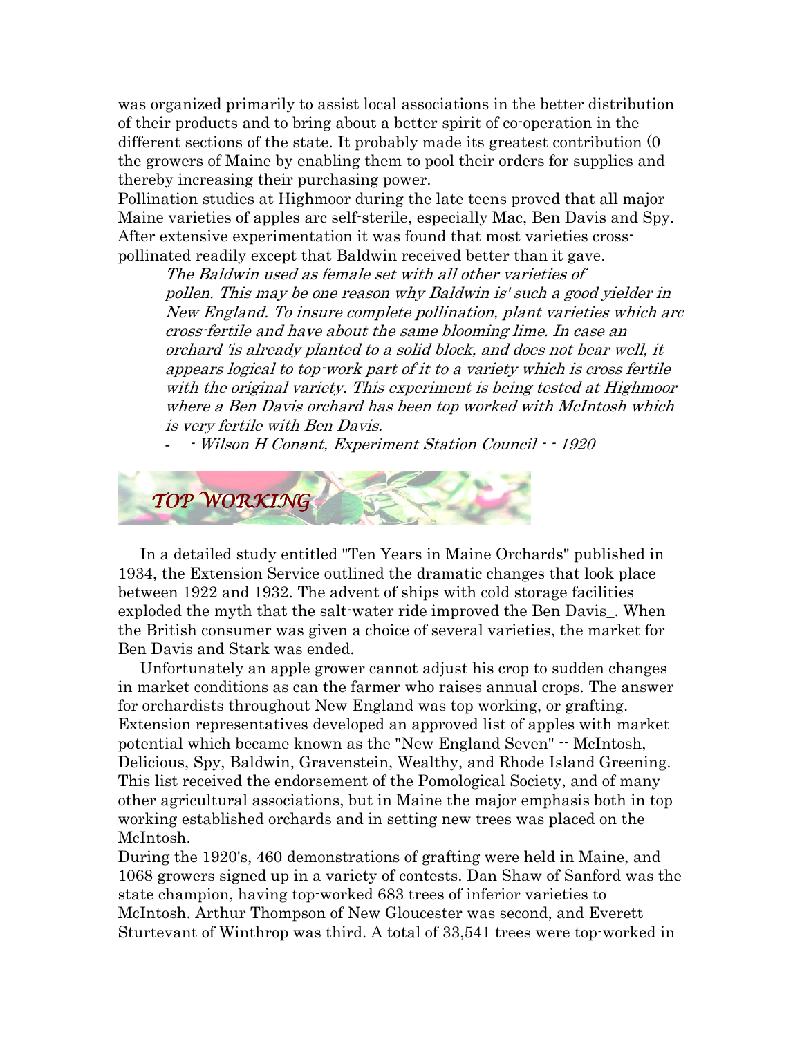was organized primarily to assist local associations in the better distribution of their products and to bring about a better spirit of co-operation in the different sections of the state. It probably made its greatest contribution (0 the growers of Maine by enabling them to pool their orders for supplies and thereby increasing their purchasing power.

Pollination studies at Highmoor during the late teens proved that all major Maine varieties of apples arc self-sterile, especially Mac, Ben Davis and Spy. After extensive experimentation it was found that most varieties cross-pollinated readily except that Baldwin received better than it gave.

> *The Baldwin used as female set with all other varieties of pollen. This may be one reason why Baldwin is' such a good yielder in New England. To insure complete pollination, plant varieties which arc cross-fertile and have about the same blooming lime. In case an orchard 'is already planted to a solid block, and does not bear well, it appears logical to top-work part of it to a variety which is cross fertile with the original variety. This experiment is being tested at Highmoor where a Ben Davis orchard has been top worked with McIntosh which is very fertile with Ben Davis.*
>
> - *- Wilson H Conant, Experiment Station Council - - 1920*

## *TOP WORKING*

In a detailed study entitled "Ten Years in Maine Orchards" published in 1934, the Extension Service outlined the dramatic changes that look place between 1922 and 1932. The advent of ships with cold storage facilities exploded the myth that the salt-water ride improved the Ben Davis_. When the British consumer was given a choice of several varieties, the market for Ben Davis and Stark was ended.

Unfortunately an apple grower cannot adjust his crop to sudden changes in market conditions as can the farmer who raises annual crops. The answer for orchardists throughout New England was top working, or grafting. Extension representatives developed an approved list of apples with market potential which became known as the "New England Seven" -- McIntosh, Delicious, Spy, Baldwin, Gravenstein, Wealthy, and Rhode Island Greening. This list received the endorsement of the Pomological Society, and of many other agricultural associations, but in Maine the major emphasis both in top working established orchards and in setting new trees was placed on the McIntosh.

During the 1920's, 460 demonstrations of grafting were held in Maine, and 1068 growers signed up in a variety of contests. Dan Shaw of Sanford was the state champion, having top-worked 683 trees of inferior varieties to McIntosh. Arthur Thompson of New Gloucester was second, and Everett Sturtevant of Winthrop was third. A total of 33,541 trees were top-worked in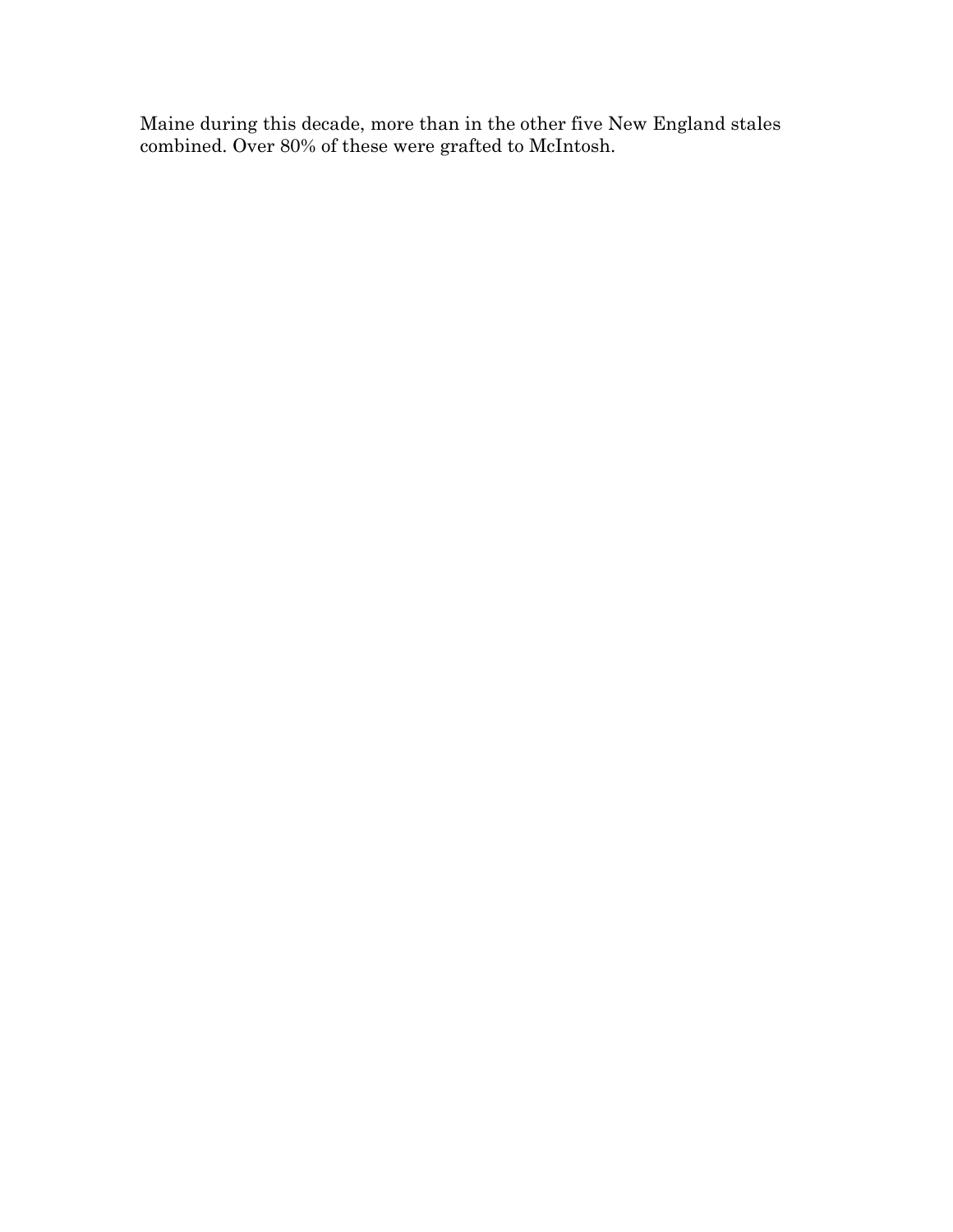Maine during this decade, more than in the other five New England stales combined. Over 80% of these were grafted to McIntosh.